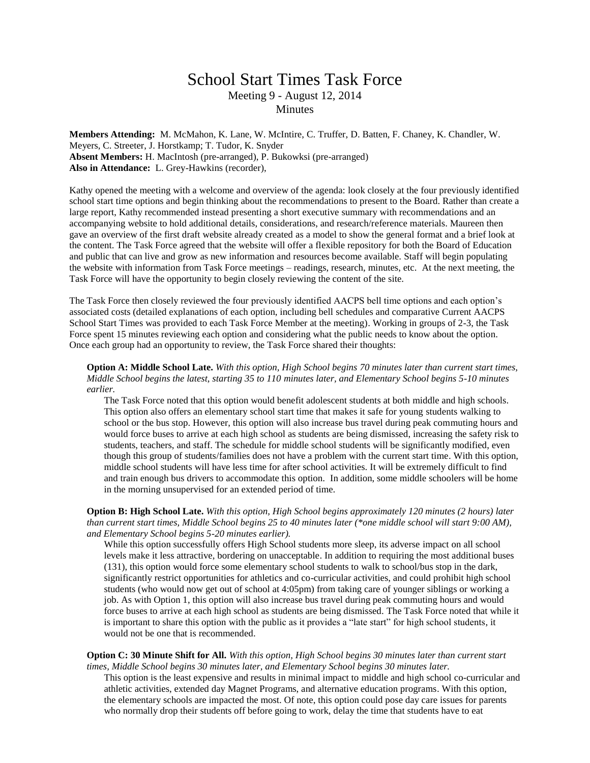# School Start Times Task Force

Meeting 9 - August 12, 2014

Minutes

**Members Attending:** M. McMahon, K. Lane, W. McIntire, C. Truffer, D. Batten, F. Chaney, K. Chandler, W. Meyers, C. Streeter, J. Horstkamp; T. Tudor, K. Snyder
**Absent Members:** H. MacIntosh (pre-arranged), P. Bukowksi (pre-arranged)
**Also in Attendance:** L. Grey-Hawkins (recorder),

Kathy opened the meeting with a welcome and overview of the agenda: look closely at the four previously identified school start time options and begin thinking about the recommendations to present to the Board. Rather than create a large report, Kathy recommended instead presenting a short executive summary with recommendations and an accompanying website to hold additional details, considerations, and research/reference materials. Maureen then gave an overview of the first draft website already created as a model to show the general format and a brief look at the content. The Task Force agreed that the website will offer a flexible repository for both the Board of Education and public that can live and grow as new information and resources become available. Staff will begin populating the website with information from Task Force meetings – readings, research, minutes, etc. At the next meeting, the Task Force will have the opportunity to begin closely reviewing the content of the site.

The Task Force then closely reviewed the four previously identified AACPS bell time options and each option's associated costs (detailed explanations of each option, including bell schedules and comparative Current AACPS School Start Times was provided to each Task Force Member at the meeting). Working in groups of 2-3, the Task Force spent 15 minutes reviewing each option and considering what the public needs to know about the option. Once each group had an opportunity to review, the Task Force shared their thoughts:

**Option A: Middle School Late.** *With this option, High School begins 70 minutes later than current start times, Middle School begins the latest, starting 35 to 110 minutes later, and Elementary School begins 5-10 minutes earlier.*

The Task Force noted that this option would benefit adolescent students at both middle and high schools. This option also offers an elementary school start time that makes it safe for young students walking to school or the bus stop. However, this option will also increase bus travel during peak commuting hours and would force buses to arrive at each high school as students are being dismissed, increasing the safety risk to students, teachers, and staff. The schedule for middle school students will be significantly modified, even though this group of students/families does not have a problem with the current start time. With this option, middle school students will have less time for after school activities. It will be extremely difficult to find and train enough bus drivers to accommodate this option. In addition, some middle schoolers will be home in the morning unsupervised for an extended period of time.

**Option B: High School Late.** *With this option, High School begins approximately 120 minutes (2 hours) later than current start times, Middle School begins 25 to 40 minutes later (\*one middle school will start 9:00 AM), and Elementary School begins 5-20 minutes earlier).*

While this option successfully offers High School students more sleep, its adverse impact on all school levels make it less attractive, bordering on unacceptable. In addition to requiring the most additional buses (131), this option would force some elementary school students to walk to school/bus stop in the dark, significantly restrict opportunities for athletics and co-curricular activities, and could prohibit high school students (who would now get out of school at 4:05pm) from taking care of younger siblings or working a job. As with Option 1, this option will also increase bus travel during peak commuting hours and would force buses to arrive at each high school as students are being dismissed. The Task Force noted that while it is important to share this option with the public as it provides a "late start" for high school students, it would not be one that is recommended.

**Option C: 30 Minute Shift for All.** *With this option, High School begins 30 minutes later than current start times, Middle School begins 30 minutes later, and Elementary School begins 30 minutes later.*

This option is the least expensive and results in minimal impact to middle and high school co-curricular and athletic activities, extended day Magnet Programs, and alternative education programs. With this option, the elementary schools are impacted the most. Of note, this option could pose day care issues for parents who normally drop their students off before going to work, delay the time that students have to eat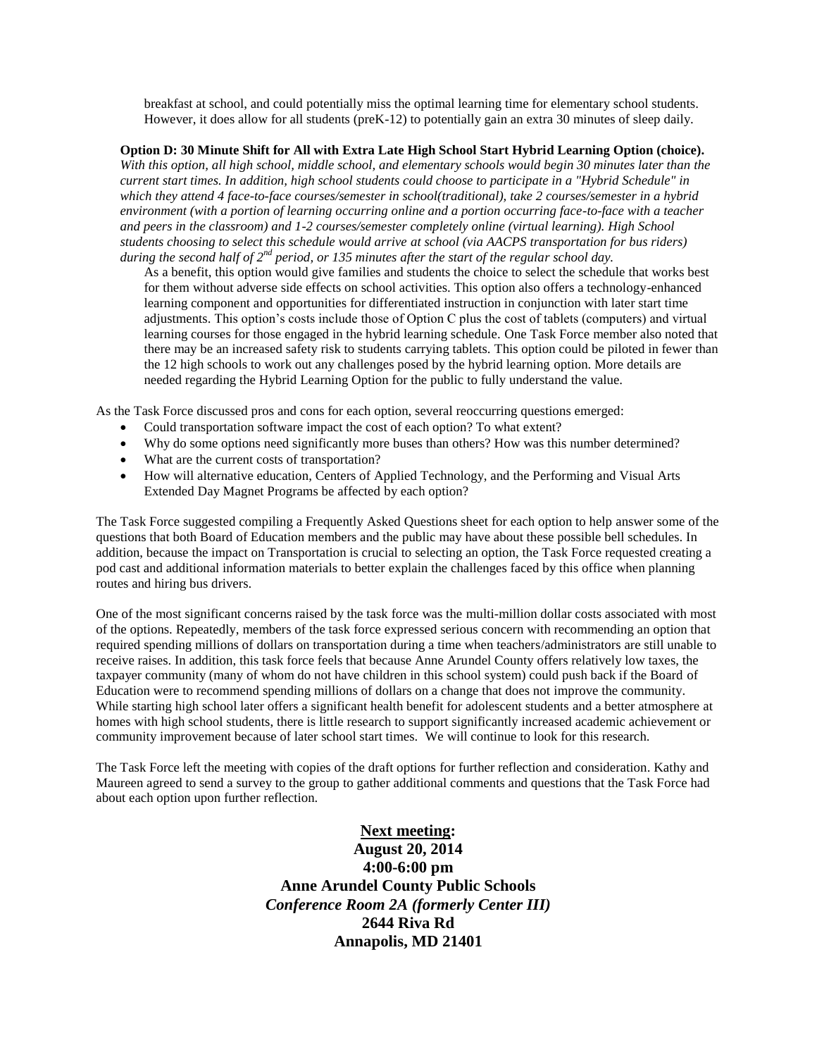breakfast at school, and could potentially miss the optimal learning time for elementary school students. However, it does allow for all students (preK-12) to potentially gain an extra 30 minutes of sleep daily.

**Option D: 30 Minute Shift for All with Extra Late High School Start Hybrid Learning Option (choice).** *With this option, all high school, middle school, and elementary schools would begin 30 minutes later than the current start times. In addition, high school students could choose to participate in a "Hybrid Schedule" in which they attend 4 face-to-face courses/semester in school(traditional), take 2 courses/semester in a hybrid environment (with a portion of learning occurring online and a portion occurring face-to-face with a teacher and peers in the classroom) and 1-2 courses/semester completely online (virtual learning). High School students choosing to select this schedule would arrive at school (via AACPS transportation for bus riders) during the second half of 2nd period, or 135 minutes after the start of the regular school day.*

As a benefit, this option would give families and students the choice to select the schedule that works best for them without adverse side effects on school activities. This option also offers a technology-enhanced learning component and opportunities for differentiated instruction in conjunction with later start time adjustments. This option's costs include those of Option C plus the cost of tablets (computers) and virtual learning courses for those engaged in the hybrid learning schedule. One Task Force member also noted that there may be an increased safety risk to students carrying tablets. This option could be piloted in fewer than the 12 high schools to work out any challenges posed by the hybrid learning option. More details are needed regarding the Hybrid Learning Option for the public to fully understand the value.

As the Task Force discussed pros and cons for each option, several reoccurring questions emerged:

- Could transportation software impact the cost of each option? To what extent?
- Why do some options need significantly more buses than others? How was this number determined?
- What are the current costs of transportation?
- How will alternative education, Centers of Applied Technology, and the Performing and Visual Arts Extended Day Magnet Programs be affected by each option?

The Task Force suggested compiling a Frequently Asked Questions sheet for each option to help answer some of the questions that both Board of Education members and the public may have about these possible bell schedules. In addition, because the impact on Transportation is crucial to selecting an option, the Task Force requested creating a pod cast and additional information materials to better explain the challenges faced by this office when planning routes and hiring bus drivers.

One of the most significant concerns raised by the task force was the multi-million dollar costs associated with most of the options. Repeatedly, members of the task force expressed serious concern with recommending an option that required spending millions of dollars on transportation during a time when teachers/administrators are still unable to receive raises. In addition, this task force feels that because Anne Arundel County offers relatively low taxes, the taxpayer community (many of whom do not have children in this school system) could push back if the Board of Education were to recommend spending millions of dollars on a change that does not improve the community. While starting high school later offers a significant health benefit for adolescent students and a better atmosphere at homes with high school students, there is little research to support significantly increased academic achievement or community improvement because of later school start times. We will continue to look for this research.

The Task Force left the meeting with copies of the draft options for further reflection and consideration. Kathy and Maureen agreed to send a survey to the group to gather additional comments and questions that the Task Force had about each option upon further reflection.

**Next meeting:**
**August 20, 2014**
**4:00-6:00 pm**
**Anne Arundel County Public Schools**
***Conference Room 2A (formerly Center III)***
**2644 Riva Rd**
**Annapolis, MD 21401**